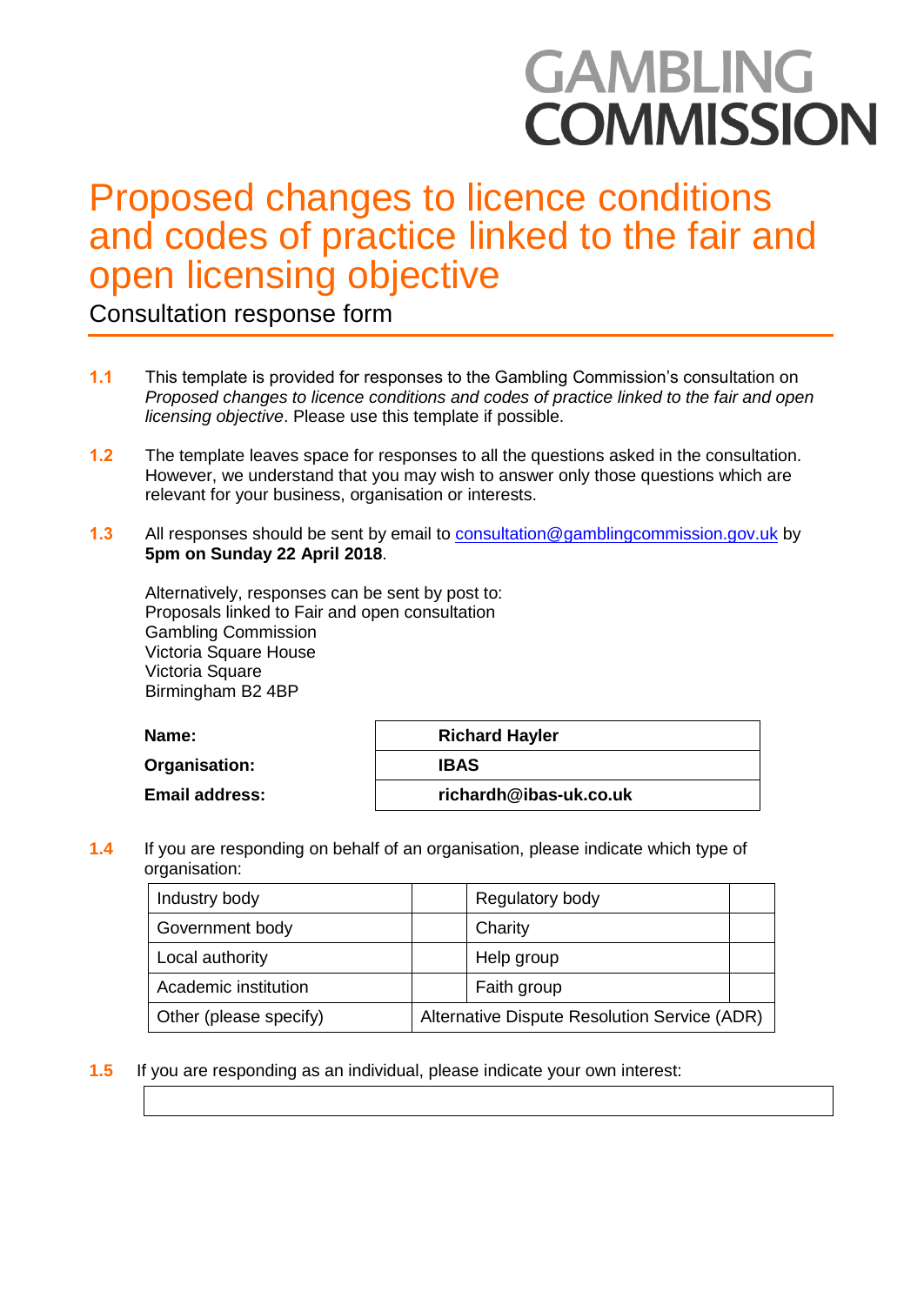GAMBLING COMMISSION

# Proposed changes to licence conditions and codes of practice linked to the fair and open licensing objective

## Consultation response form

**1.1** This template is provided for responses to the Gambling Commission's consultation on *Proposed changes to licence conditions and codes of practice linked to the fair and open licensing objective*. Please use this template if possible.

**1.2** The template leaves space for responses to all the questions asked in the consultation. However, we understand that you may wish to answer only those questions which are relevant for your business, organisation or interests.

**1.3** All responses should be sent by email to consultation@gamblingcommission.gov.uk by **5pm on Sunday 22 April 2018**.

Alternatively, responses can be sent by post to:
Proposals linked to Fair and open consultation
Gambling Commission
Victoria Square House
Victoria Square
Birmingham B2 4BP

| | |
|---|---|
| **Name:** | **Richard Hayler** |
| **Organisation:** | **IBAS** |
| **Email address:** | **richardh@ibas-uk.co.uk** |

**1.4** If you are responding on behalf of an organisation, please indicate which type of organisation:

| | | | |
|---|---|---|---|
| Industry body | | Regulatory body | |
| Government body | | Charity | |
| Local authority | | Help group | |
| Academic institution | | Faith group | |
| Other (please specify) | Alternative Dispute Resolution Service (ADR) | | |

**1.5** If you are responding as an individual, please indicate your own interest:

| |
|---|
| |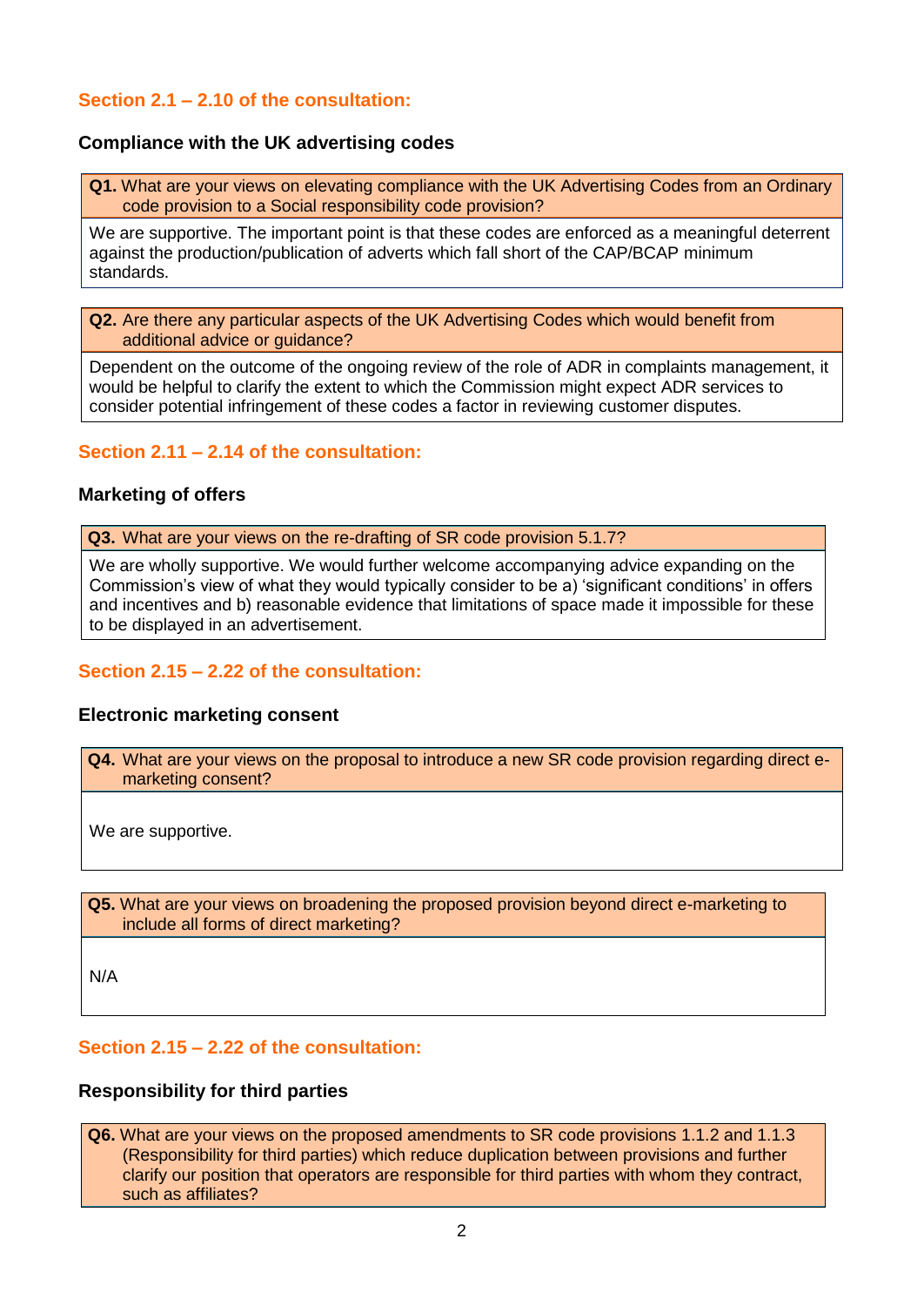## Section 2.1 – 2.10 of the consultation:

### Compliance with the UK advertising codes

**Q1.** What are your views on elevating compliance with the UK Advertising Codes from an Ordinary code provision to a Social responsibility code provision?

We are supportive. The important point is that these codes are enforced as a meaningful deterrent against the production/publication of adverts which fall short of the CAP/BCAP minimum standards.

**Q2.** Are there any particular aspects of the UK Advertising Codes which would benefit from additional advice or guidance?

Dependent on the outcome of the ongoing review of the role of ADR in complaints management, it would be helpful to clarify the extent to which the Commission might expect ADR services to consider potential infringement of these codes a factor in reviewing customer disputes.

## Section 2.11 – 2.14 of the consultation:

### Marketing of offers

**Q3.** What are your views on the re-drafting of SR code provision 5.1.7?

We are wholly supportive. We would further welcome accompanying advice expanding on the Commission's view of what they would typically consider to be a) 'significant conditions' in offers and incentives and b) reasonable evidence that limitations of space made it impossible for these to be displayed in an advertisement.

## Section 2.15 – 2.22 of the consultation:

### Electronic marketing consent

**Q4.** What are your views on the proposal to introduce a new SR code provision regarding direct e-marketing consent?

We are supportive.

**Q5.** What are your views on broadening the proposed provision beyond direct e-marketing to include all forms of direct marketing?

N/A

## Section 2.15 – 2.22 of the consultation:

### Responsibility for third parties

**Q6.** What are your views on the proposed amendments to SR code provisions 1.1.2 and 1.1.3 (Responsibility for third parties) which reduce duplication between provisions and further clarify our position that operators are responsible for third parties with whom they contract, such as affiliates?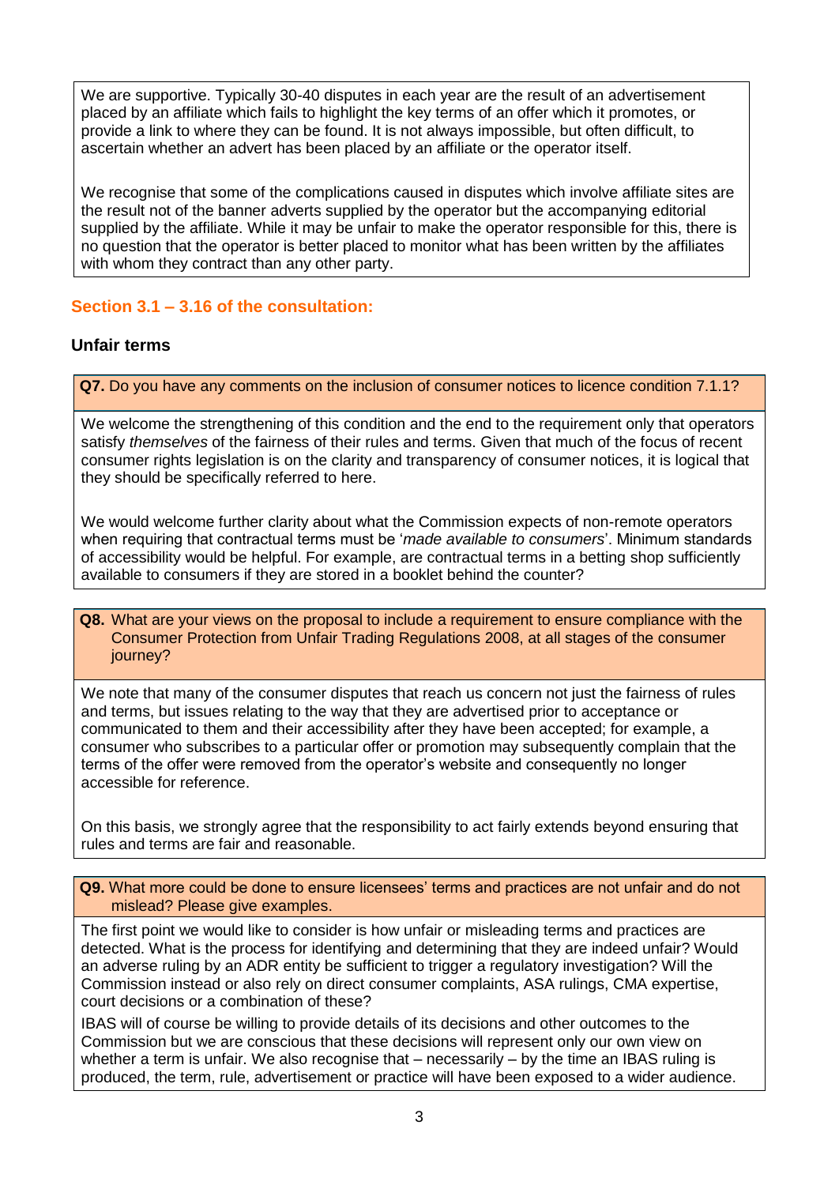We are supportive. Typically 30-40 disputes in each year are the result of an advertisement placed by an affiliate which fails to highlight the key terms of an offer which it promotes, or provide a link to where they can be found. It is not always impossible, but often difficult, to ascertain whether an advert has been placed by an affiliate or the operator itself.

We recognise that some of the complications caused in disputes which involve affiliate sites are the result not of the banner adverts supplied by the operator but the accompanying editorial supplied by the affiliate. While it may be unfair to make the operator responsible for this, there is no question that the operator is better placed to monitor what has been written by the affiliates with whom they contract than any other party.

## Section 3.1 – 3.16 of the consultation:

### Unfair terms

**Q7.** Do you have any comments on the inclusion of consumer notices to licence condition 7.1.1?

We welcome the strengthening of this condition and the end to the requirement only that operators satisfy *themselves* of the fairness of their rules and terms. Given that much of the focus of recent consumer rights legislation is on the clarity and transparency of consumer notices, it is logical that they should be specifically referred to here.

We would welcome further clarity about what the Commission expects of non-remote operators when requiring that contractual terms must be '*made available to consumers*'. Minimum standards of accessibility would be helpful. For example, are contractual terms in a betting shop sufficiently available to consumers if they are stored in a booklet behind the counter?

**Q8.** What are your views on the proposal to include a requirement to ensure compliance with the Consumer Protection from Unfair Trading Regulations 2008, at all stages of the consumer journey?

We note that many of the consumer disputes that reach us concern not just the fairness of rules and terms, but issues relating to the way that they are advertised prior to acceptance or communicated to them and their accessibility after they have been accepted; for example, a consumer who subscribes to a particular offer or promotion may subsequently complain that the terms of the offer were removed from the operator's website and consequently no longer accessible for reference.

On this basis, we strongly agree that the responsibility to act fairly extends beyond ensuring that rules and terms are fair and reasonable.

**Q9.** What more could be done to ensure licensees' terms and practices are not unfair and do not mislead? Please give examples.

The first point we would like to consider is how unfair or misleading terms and practices are detected. What is the process for identifying and determining that they are indeed unfair? Would an adverse ruling by an ADR entity be sufficient to trigger a regulatory investigation? Will the Commission instead or also rely on direct consumer complaints, ASA rulings, CMA expertise, court decisions or a combination of these?

IBAS will of course be willing to provide details of its decisions and other outcomes to the Commission but we are conscious that these decisions will represent only our own view on whether a term is unfair. We also recognise that – necessarily – by the time an IBAS ruling is produced, the term, rule, advertisement or practice will have been exposed to a wider audience.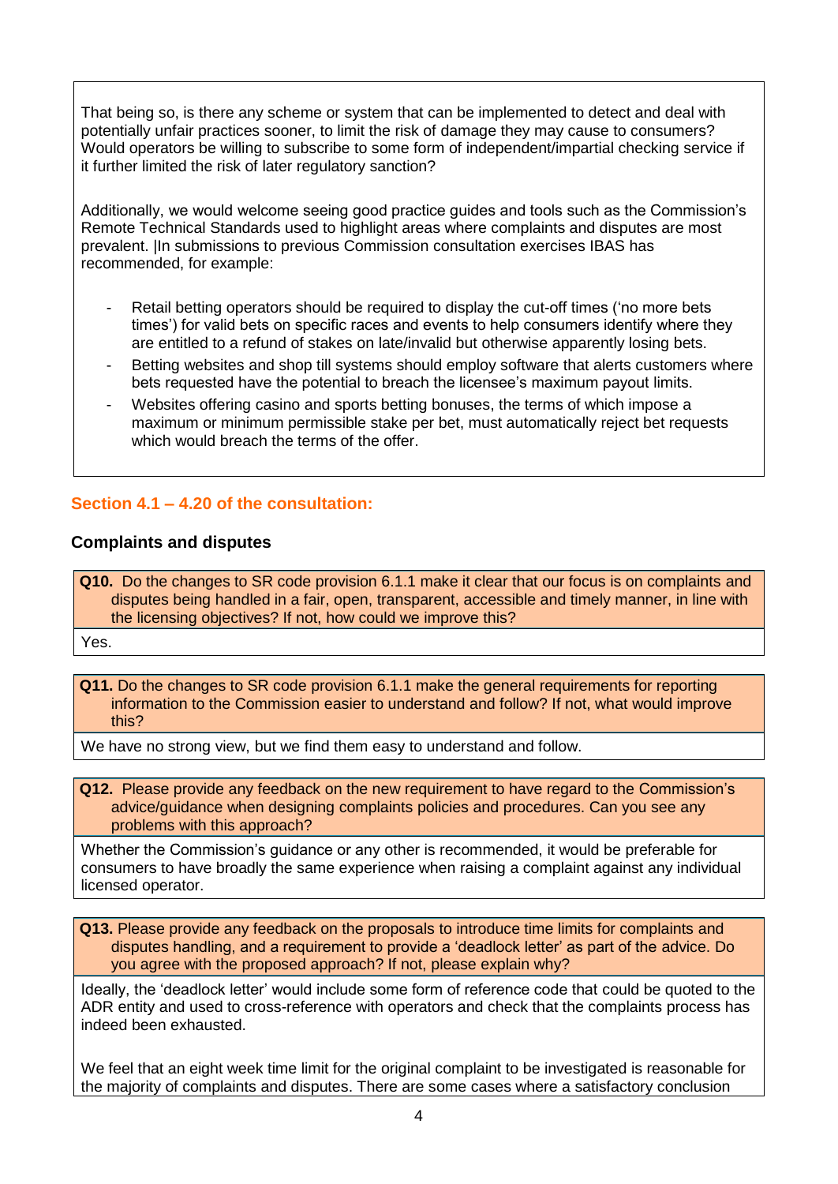That being so, is there any scheme or system that can be implemented to detect and deal with potentially unfair practices sooner, to limit the risk of damage they may cause to consumers? Would operators be willing to subscribe to some form of independent/impartial checking service if it further limited the risk of later regulatory sanction?

Additionally, we would welcome seeing good practice guides and tools such as the Commission's Remote Technical Standards used to highlight areas where complaints and disputes are most prevalent. |In submissions to previous Commission consultation exercises IBAS has recommended, for example:

- Retail betting operators should be required to display the cut-off times ('no more bets times') for valid bets on specific races and events to help consumers identify where they are entitled to a refund of stakes on late/invalid but otherwise apparently losing bets.
- Betting websites and shop till systems should employ software that alerts customers where bets requested have the potential to breach the licensee's maximum payout limits.
- Websites offering casino and sports betting bonuses, the terms of which impose a maximum or minimum permissible stake per bet, must automatically reject bet requests which would breach the terms of the offer.

## Section 4.1 – 4.20 of the consultation:

### Complaints and disputes

**Q10.** Do the changes to SR code provision 6.1.1 make it clear that our focus is on complaints and disputes being handled in a fair, open, transparent, accessible and timely manner, in line with the licensing objectives? If not, how could we improve this?

Yes.

**Q11.** Do the changes to SR code provision 6.1.1 make the general requirements for reporting information to the Commission easier to understand and follow? If not, what would improve this?

We have no strong view, but we find them easy to understand and follow.

**Q12.** Please provide any feedback on the new requirement to have regard to the Commission's advice/guidance when designing complaints policies and procedures. Can you see any problems with this approach?

Whether the Commission's guidance or any other is recommended, it would be preferable for consumers to have broadly the same experience when raising a complaint against any individual licensed operator.

**Q13.** Please provide any feedback on the proposals to introduce time limits for complaints and disputes handling, and a requirement to provide a 'deadlock letter' as part of the advice. Do you agree with the proposed approach? If not, please explain why?

Ideally, the 'deadlock letter' would include some form of reference code that could be quoted to the ADR entity and used to cross-reference with operators and check that the complaints process has indeed been exhausted.

We feel that an eight week time limit for the original complaint to be investigated is reasonable for the majority of complaints and disputes. There are some cases where a satisfactory conclusion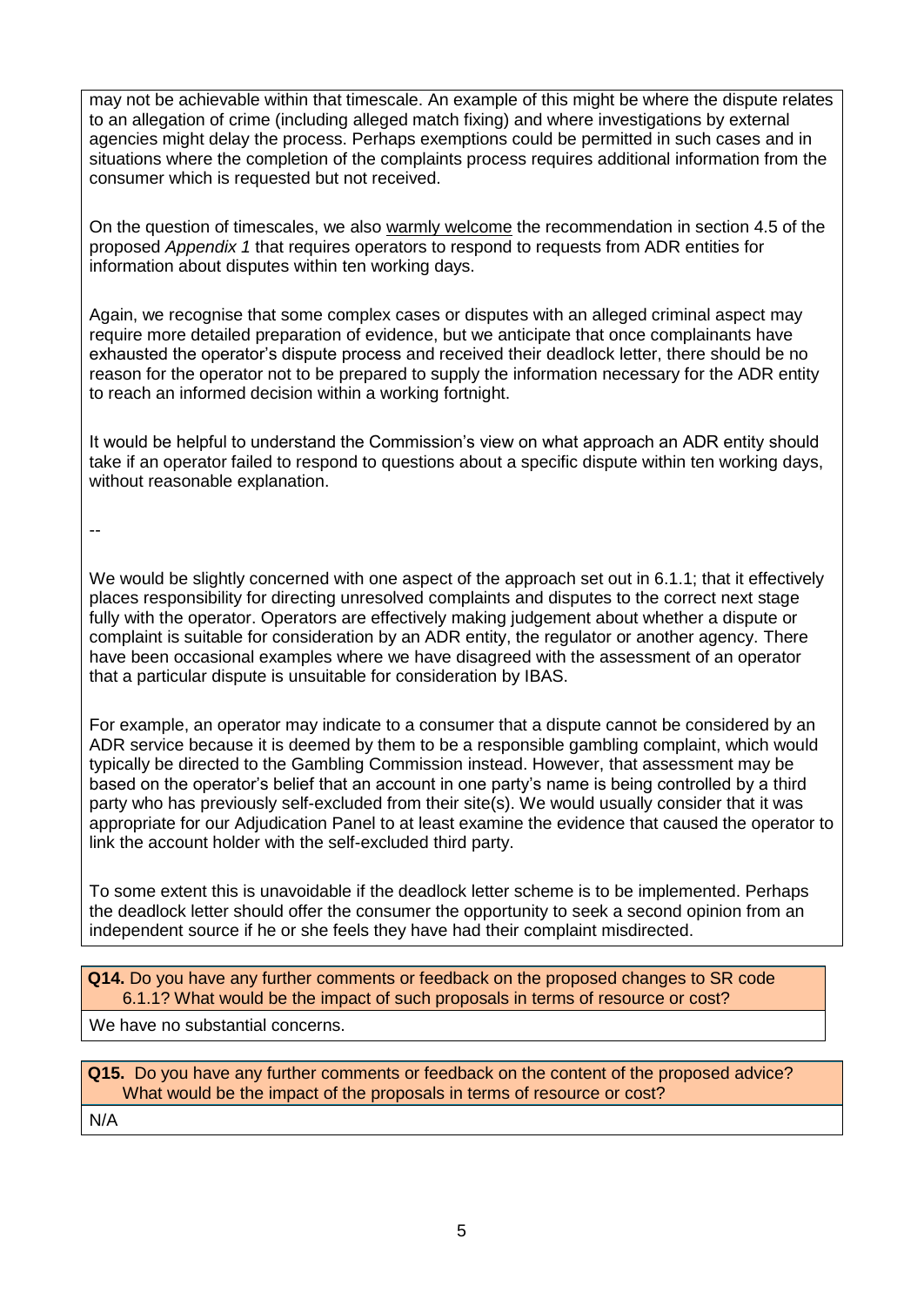may not be achievable within that timescale. An example of this might be where the dispute relates to an allegation of crime (including alleged match fixing) and where investigations by external agencies might delay the process. Perhaps exemptions could be permitted in such cases and in situations where the completion of the complaints process requires additional information from the consumer which is requested but not received.

On the question of timescales, we also warmly welcome the recommendation in section 4.5 of the proposed *Appendix 1* that requires operators to respond to requests from ADR entities for information about disputes within ten working days.

Again, we recognise that some complex cases or disputes with an alleged criminal aspect may require more detailed preparation of evidence, but we anticipate that once complainants have exhausted the operator's dispute process and received their deadlock letter, there should be no reason for the operator not to be prepared to supply the information necessary for the ADR entity to reach an informed decision within a working fortnight.

It would be helpful to understand the Commission's view on what approach an ADR entity should take if an operator failed to respond to questions about a specific dispute within ten working days, without reasonable explanation.

--

We would be slightly concerned with one aspect of the approach set out in 6.1.1; that it effectively places responsibility for directing unresolved complaints and disputes to the correct next stage fully with the operator. Operators are effectively making judgement about whether a dispute or complaint is suitable for consideration by an ADR entity, the regulator or another agency. There have been occasional examples where we have disagreed with the assessment of an operator that a particular dispute is unsuitable for consideration by IBAS.

For example, an operator may indicate to a consumer that a dispute cannot be considered by an ADR service because it is deemed by them to be a responsible gambling complaint, which would typically be directed to the Gambling Commission instead. However, that assessment may be based on the operator's belief that an account in one party's name is being controlled by a third party who has previously self-excluded from their site(s). We would usually consider that it was appropriate for our Adjudication Panel to at least examine the evidence that caused the operator to link the account holder with the self-excluded third party.

To some extent this is unavoidable if the deadlock letter scheme is to be implemented. Perhaps the deadlock letter should offer the consumer the opportunity to seek a second opinion from an independent source if he or she feels they have had their complaint misdirected.

**Q14.** Do you have any further comments or feedback on the proposed changes to SR code 6.1.1? What would be the impact of such proposals in terms of resource or cost?

We have no substantial concerns.

**Q15.** Do you have any further comments or feedback on the content of the proposed advice? What would be the impact of the proposals in terms of resource or cost?

N/A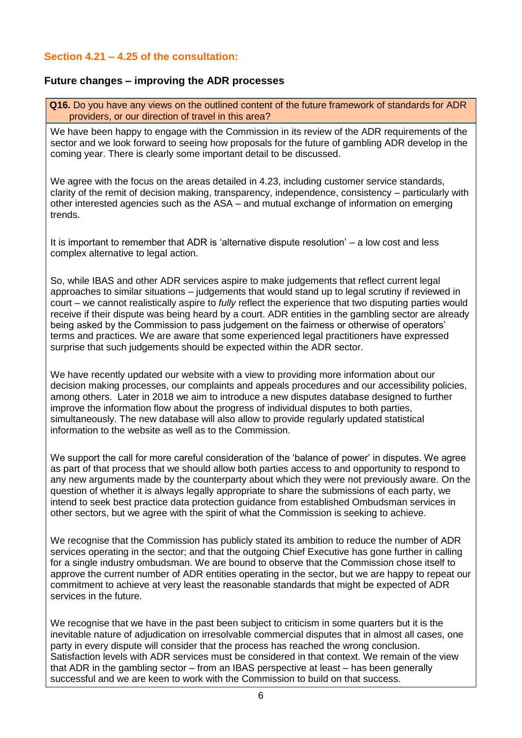## Section 4.21 – 4.25 of the consultation:

### Future changes – improving the ADR processes

**Q16.** Do you have any views on the outlined content of the future framework of standards for ADR providers, or our direction of travel in this area?

We have been happy to engage with the Commission in its review of the ADR requirements of the sector and we look forward to seeing how proposals for the future of gambling ADR develop in the coming year. There is clearly some important detail to be discussed.

We agree with the focus on the areas detailed in 4.23, including customer service standards, clarity of the remit of decision making, transparency, independence, consistency – particularly with other interested agencies such as the ASA – and mutual exchange of information on emerging trends.

It is important to remember that ADR is 'alternative dispute resolution' – a low cost and less complex alternative to legal action.

So, while IBAS and other ADR services aspire to make judgements that reflect current legal approaches to similar situations – judgements that would stand up to legal scrutiny if reviewed in court – we cannot realistically aspire to *fully* reflect the experience that two disputing parties would receive if their dispute was being heard by a court. ADR entities in the gambling sector are already being asked by the Commission to pass judgement on the fairness or otherwise of operators' terms and practices. We are aware that some experienced legal practitioners have expressed surprise that such judgements should be expected within the ADR sector.

We have recently updated our website with a view to providing more information about our decision making processes, our complaints and appeals procedures and our accessibility policies, among others. Later in 2018 we aim to introduce a new disputes database designed to further improve the information flow about the progress of individual disputes to both parties, simultaneously. The new database will also allow to provide regularly updated statistical information to the website as well as to the Commission.

We support the call for more careful consideration of the 'balance of power' in disputes. We agree as part of that process that we should allow both parties access to and opportunity to respond to any new arguments made by the counterparty about which they were not previously aware. On the question of whether it is always legally appropriate to share the submissions of each party, we intend to seek best practice data protection guidance from established Ombudsman services in other sectors, but we agree with the spirit of what the Commission is seeking to achieve.

We recognise that the Commission has publicly stated its ambition to reduce the number of ADR services operating in the sector; and that the outgoing Chief Executive has gone further in calling for a single industry ombudsman. We are bound to observe that the Commission chose itself to approve the current number of ADR entities operating in the sector, but we are happy to repeat our commitment to achieve at very least the reasonable standards that might be expected of ADR services in the future.

We recognise that we have in the past been subject to criticism in some quarters but it is the inevitable nature of adjudication on irresolvable commercial disputes that in almost all cases, one party in every dispute will consider that the process has reached the wrong conclusion. Satisfaction levels with ADR services must be considered in that context. We remain of the view that ADR in the gambling sector – from an IBAS perspective at least – has been generally successful and we are keen to work with the Commission to build on that success.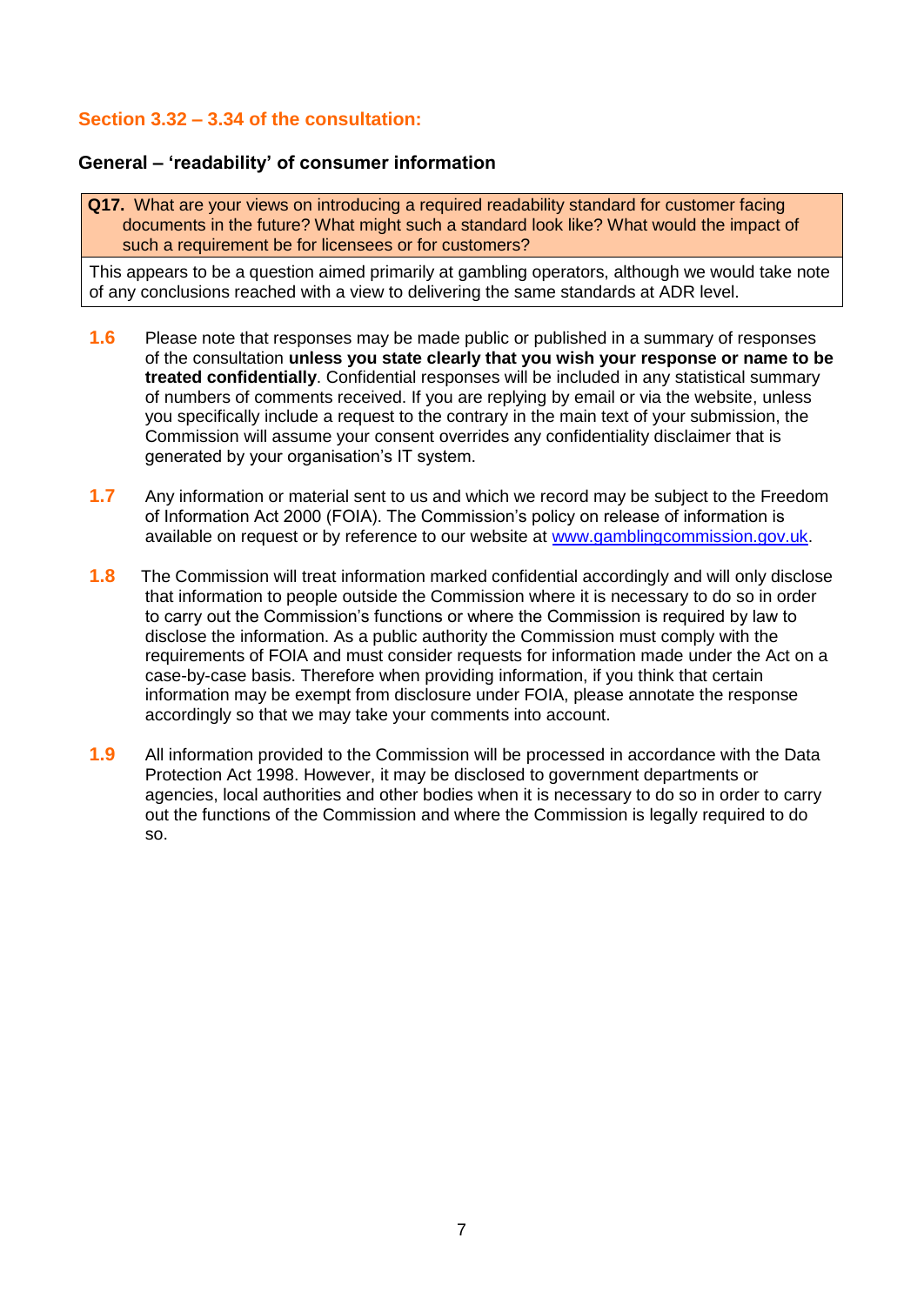### Section 3.32 – 3.34 of the consultation:

#### General – 'readability' of consumer information

| |
|---|
| **Q17.** What are your views on introducing a required readability standard for customer facing documents in the future? What might such a standard look like? What would the impact of such a requirement be for licensees or for customers? |
| This appears to be a question aimed primarily at gambling operators, although we would take note of any conclusions reached with a view to delivering the same standards at ADR level. |

**1.6** Please note that responses may be made public or published in a summary of responses of the consultation **unless you state clearly that you wish your response or name to be treated confidentially**. Confidential responses will be included in any statistical summary of numbers of comments received. If you are replying by email or via the website, unless you specifically include a request to the contrary in the main text of your submission, the Commission will assume your consent overrides any confidentiality disclaimer that is generated by your organisation's IT system.

**1.7** Any information or material sent to us and which we record may be subject to the Freedom of Information Act 2000 (FOIA). The Commission's policy on release of information is available on request or by reference to our website at [www.gamblingcommission.gov.uk](http://www.gamblingcommission.gov.uk).

**1.8** The Commission will treat information marked confidential accordingly and will only disclose that information to people outside the Commission where it is necessary to do so in order to carry out the Commission's functions or where the Commission is required by law to disclose the information. As a public authority the Commission must comply with the requirements of FOIA and must consider requests for information made under the Act on a case-by-case basis. Therefore when providing information, if you think that certain information may be exempt from disclosure under FOIA, please annotate the response accordingly so that we may take your comments into account.

**1.9** All information provided to the Commission will be processed in accordance with the Data Protection Act 1998. However, it may be disclosed to government departments or agencies, local authorities and other bodies when it is necessary to do so in order to carry out the functions of the Commission and where the Commission is legally required to do so.